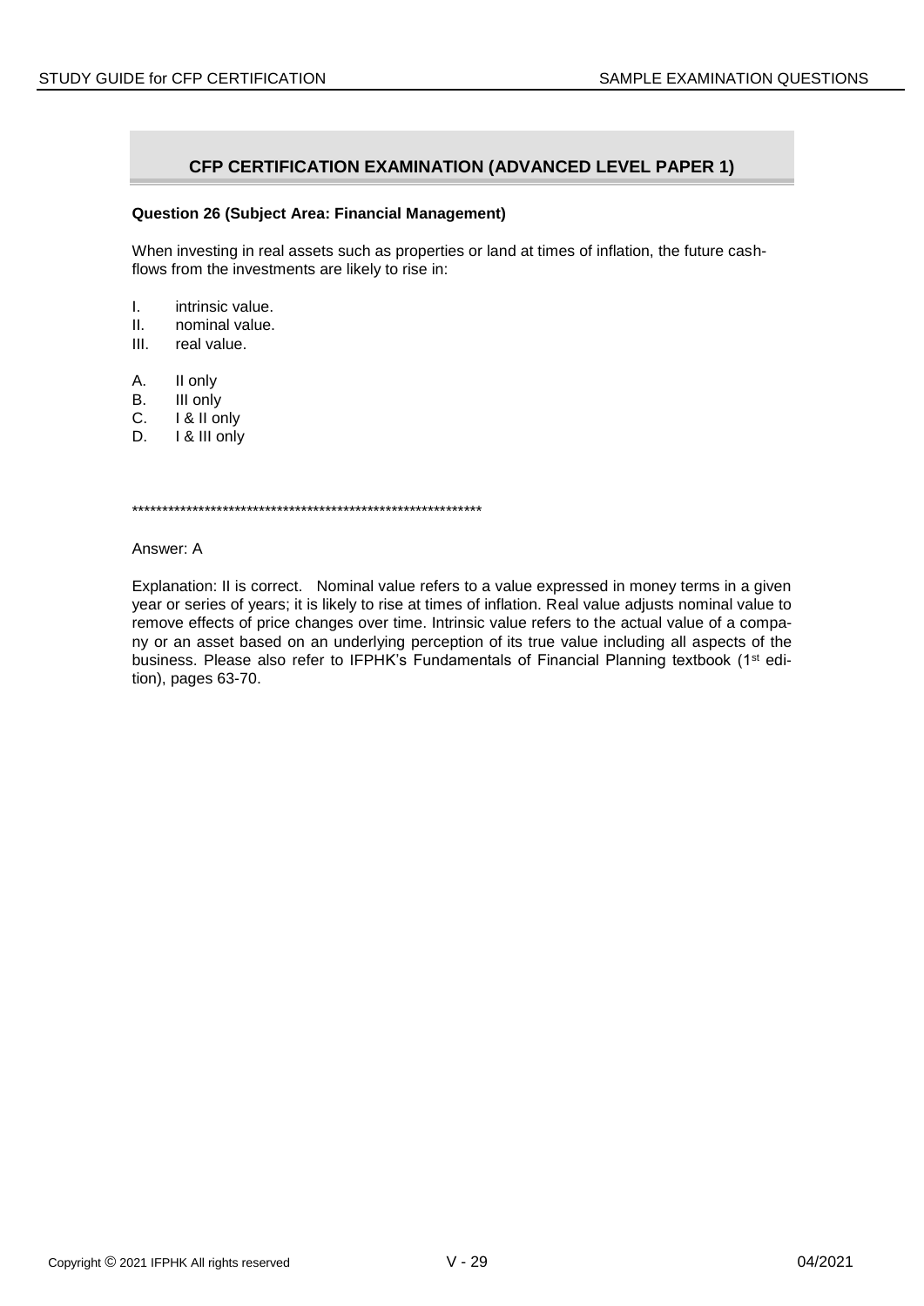## CFP CERTIFICATION EXAMINATION (ADVANCED LEVEL PAPER 1)

**Question 26 (Subject Area: Financial Management)**

When investing in real assets such as properties or land at times of inflation, the future cash-flows from the investments are likely to rise in:

I. intrinsic value.
II. nominal value.
III. real value.

A. II only
B. III only
C. I & II only
D. I & III only

*************************************************************

Answer: A

Explanation: II is correct. Nominal value refers to a value expressed in money terms in a given year or series of years; it is likely to rise at times of inflation. Real value adjusts nominal value to remove effects of price changes over time. Intrinsic value refers to the actual value of a company or an asset based on an underlying perception of its true value including all aspects of the business. Please also refer to IFPHK's Fundamentals of Financial Planning textbook (1st edition), pages 63-70.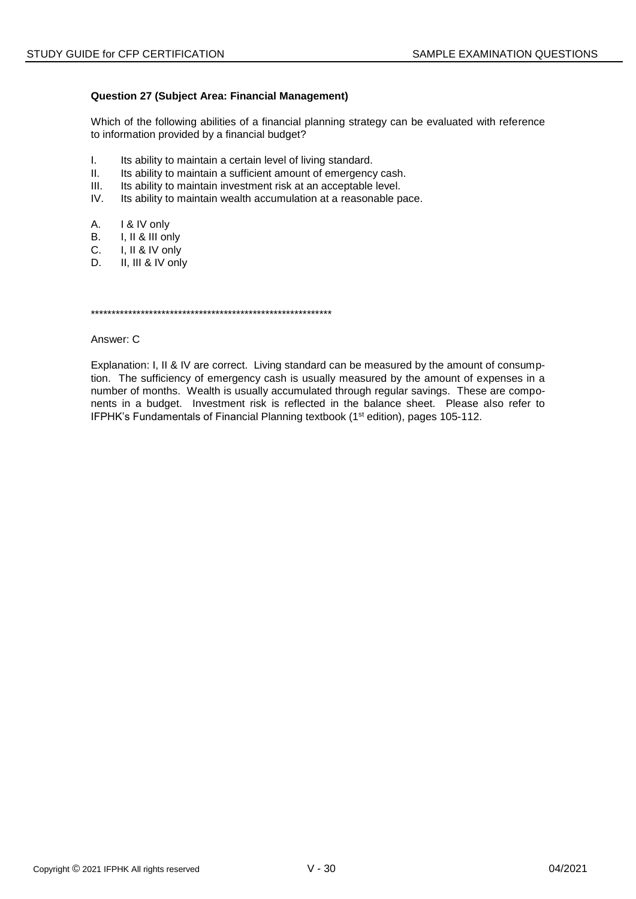**Question 27 (Subject Area: Financial Management)**

Which of the following abilities of a financial planning strategy can be evaluated with reference to information provided by a financial budget?

I. Its ability to maintain a certain level of living standard.
II. Its ability to maintain a sufficient amount of emergency cash.
III. Its ability to maintain investment risk at an acceptable level.
IV. Its ability to maintain wealth accumulation at a reasonable pace.

A. I & IV only
B. I, II & III only
C. I, II & IV only
D. II, III & IV only

************************************************************

Answer: C

Explanation: I, II & IV are correct. Living standard can be measured by the amount of consumption. The sufficiency of emergency cash is usually measured by the amount of expenses in a number of months. Wealth is usually accumulated through regular savings. These are components in a budget. Investment risk is reflected in the balance sheet. Please also refer to IFPHK's Fundamentals of Financial Planning textbook (1st edition), pages 105-112.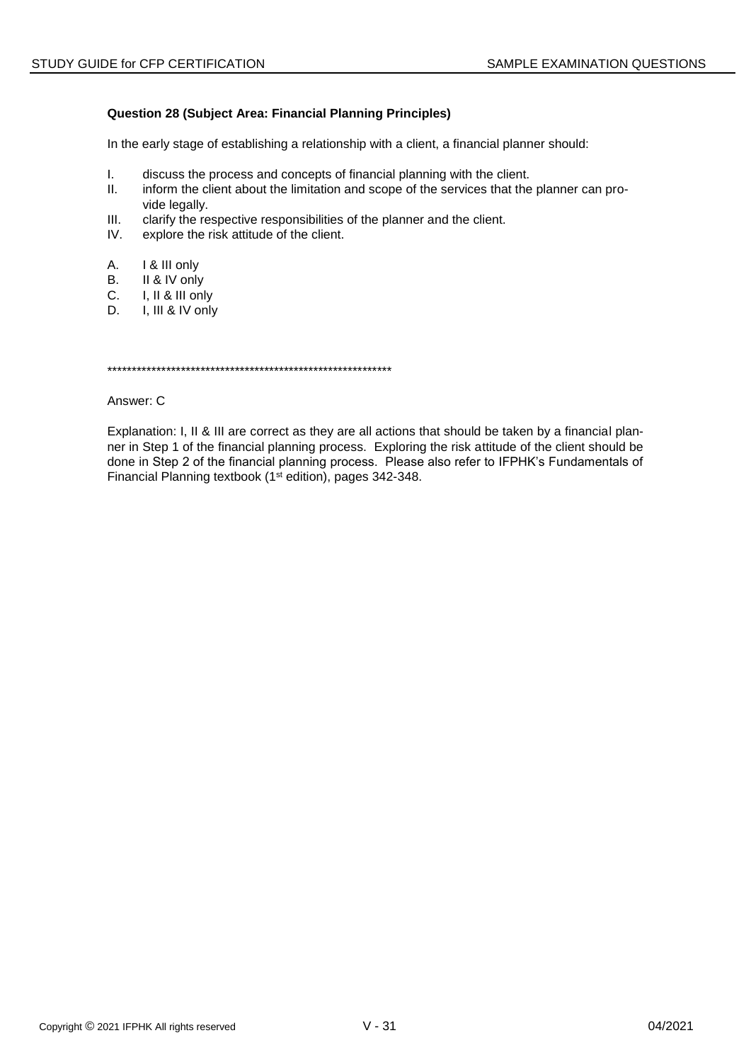**Question 28 (Subject Area: Financial Planning Principles)**

In the early stage of establishing a relationship with a client, a financial planner should:

I. discuss the process and concepts of financial planning with the client.
II. inform the client about the limitation and scope of the services that the planner can provide legally.
III. clarify the respective responsibilities of the planner and the client.
IV. explore the risk attitude of the client.

A. I & III only
B. II & IV only
C. I, II & III only
D. I, III & IV only

*************************************************************

Answer: C

Explanation: I, II & III are correct as they are all actions that should be taken by a financial planner in Step 1 of the financial planning process. Exploring the risk attitude of the client should be done in Step 2 of the financial planning process. Please also refer to IFPHK's Fundamentals of Financial Planning textbook (1st edition), pages 342-348.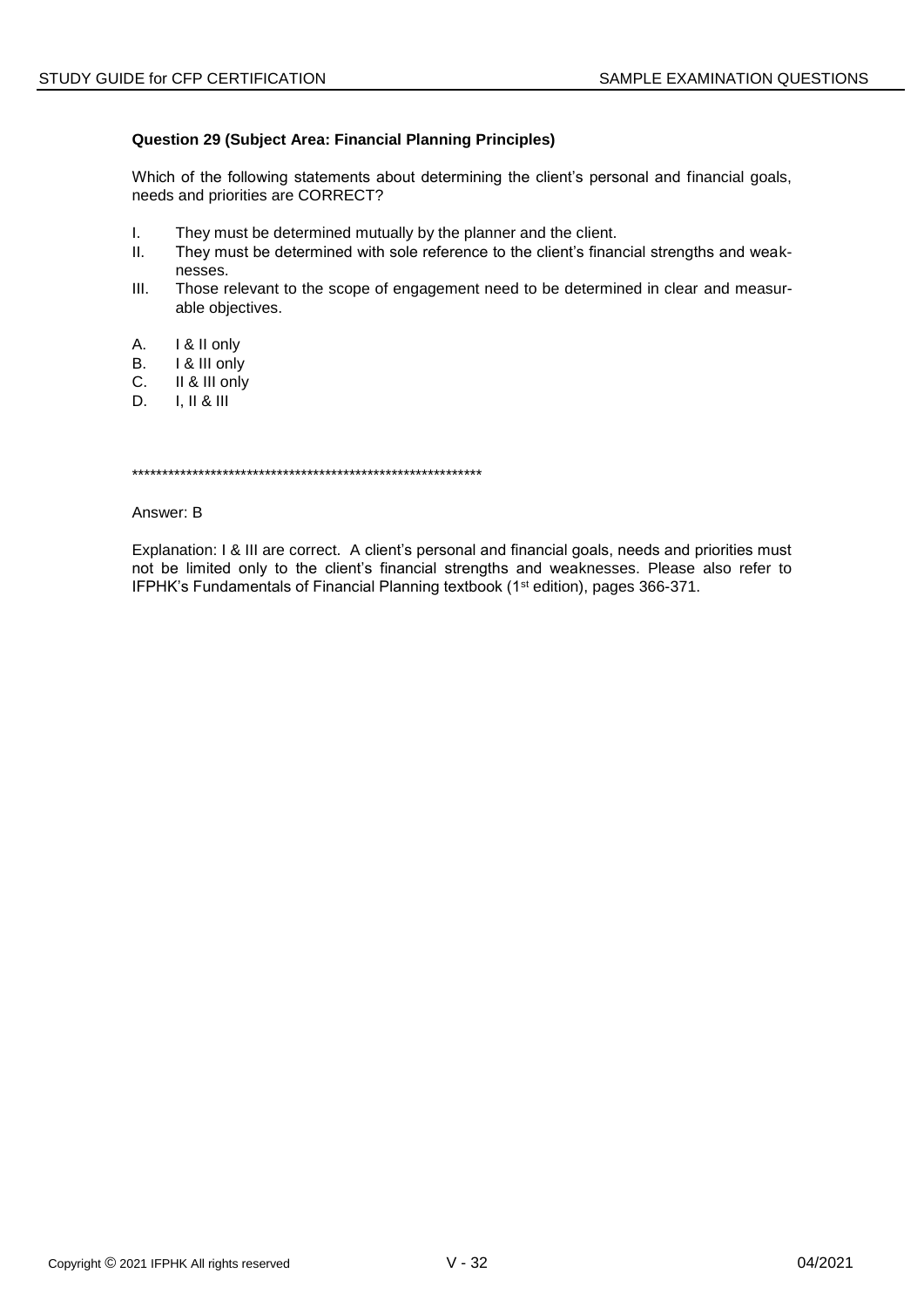**Question 29 (Subject Area: Financial Planning Principles)**

Which of the following statements about determining the client's personal and financial goals, needs and priorities are CORRECT?

I. They must be determined mutually by the planner and the client.
II. They must be determined with sole reference to the client's financial strengths and weaknesses.
III. Those relevant to the scope of engagement need to be determined in clear and measurable objectives.

A. I & II only
B. I & III only
C. II & III only
D. I, II & III

**********************************************************

Answer: B

Explanation: I & III are correct. A client's personal and financial goals, needs and priorities must not be limited only to the client's financial strengths and weaknesses. Please also refer to IFPHK's Fundamentals of Financial Planning textbook (1st edition), pages 366-371.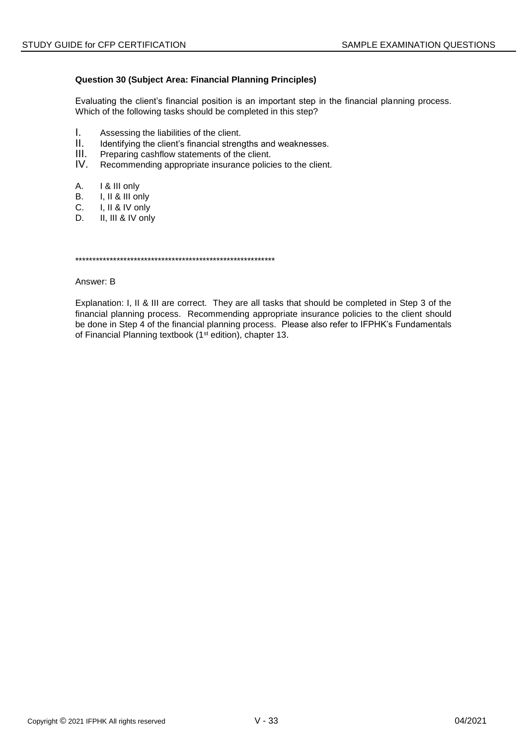**Question 30 (Subject Area: Financial Planning Principles)**

Evaluating the client's financial position is an important step in the financial planning process. Which of the following tasks should be completed in this step?

I. Assessing the liabilities of the client.
II. Identifying the client's financial strengths and weaknesses.
III. Preparing cashflow statements of the client.
IV. Recommending appropriate insurance policies to the client.

A. I & III only
B. I, II & III only
C. I, II & IV only
D. II, III & IV only

************************************************************

Answer: B

Explanation: I, II & III are correct. They are all tasks that should be completed in Step 3 of the financial planning process. Recommending appropriate insurance policies to the client should be done in Step 4 of the financial planning process. Please also refer to IFPHK's Fundamentals of Financial Planning textbook (1st edition), chapter 13.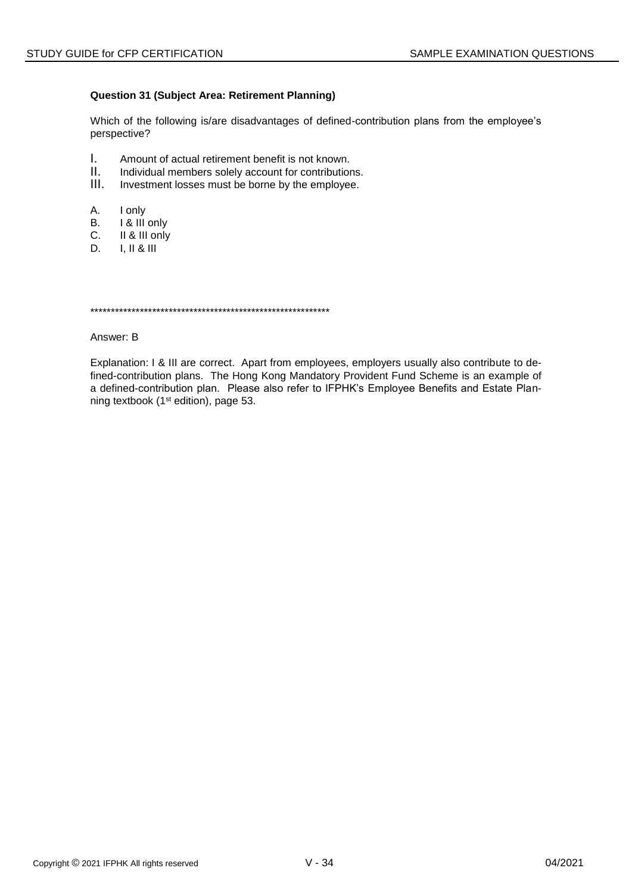**Question 31 (Subject Area: Retirement Planning)**

Which of the following is/are disadvantages of defined-contribution plans from the employee's perspective?

I. Amount of actual retirement benefit is not known.
II. Individual members solely account for contributions.
III. Investment losses must be borne by the employee.

A. I only
B. I & III only
C. II & III only
D. I, II & III

************************************************************

Answer: B

Explanation: I & III are correct. Apart from employees, employers usually also contribute to defined-contribution plans. The Hong Kong Mandatory Provident Fund Scheme is an example of a defined-contribution plan. Please also refer to IFPHK's Employee Benefits and Estate Planning textbook (1st edition), page 53.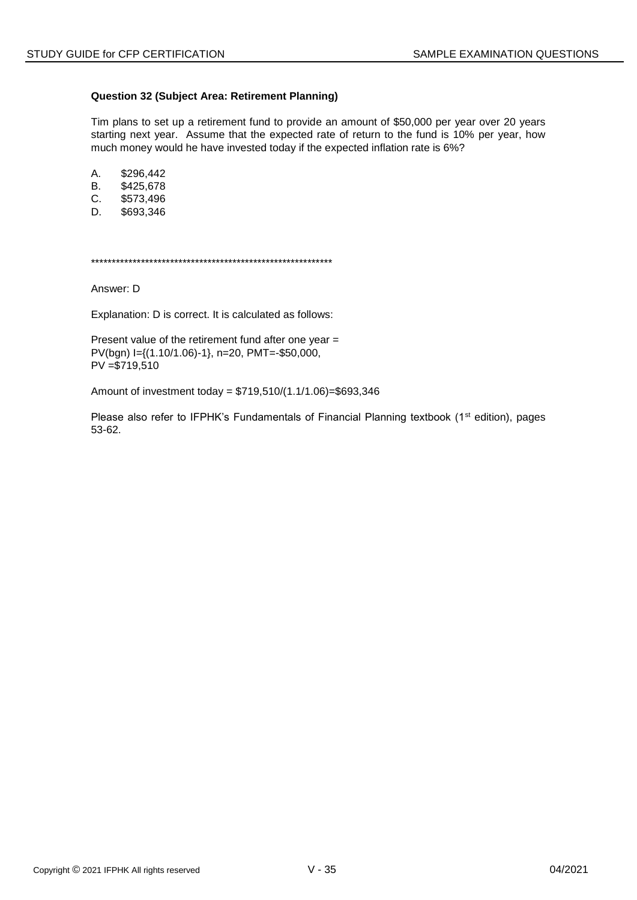**Question 32 (Subject Area: Retirement Planning)**

Tim plans to set up a retirement fund to provide an amount of $50,000 per year over 20 years starting next year. Assume that the expected rate of return to the fund is 10% per year, how much money would he have invested today if the expected inflation rate is 6%?

A. $296,442
B. $425,678
C. $573,496
D. $693,346

************************************************************

Answer: D

Explanation: D is correct. It is calculated as follows:

Present value of the retirement fund after one year =
PV(bgn) I={(1.10/1.06)-1}, n=20, PMT=-$50,000,
PV =$719,510

Amount of investment today = $719,510/(1.1/1.06)=$693,346

Please also refer to IFPHK's Fundamentals of Financial Planning textbook (1st edition), pages 53-62.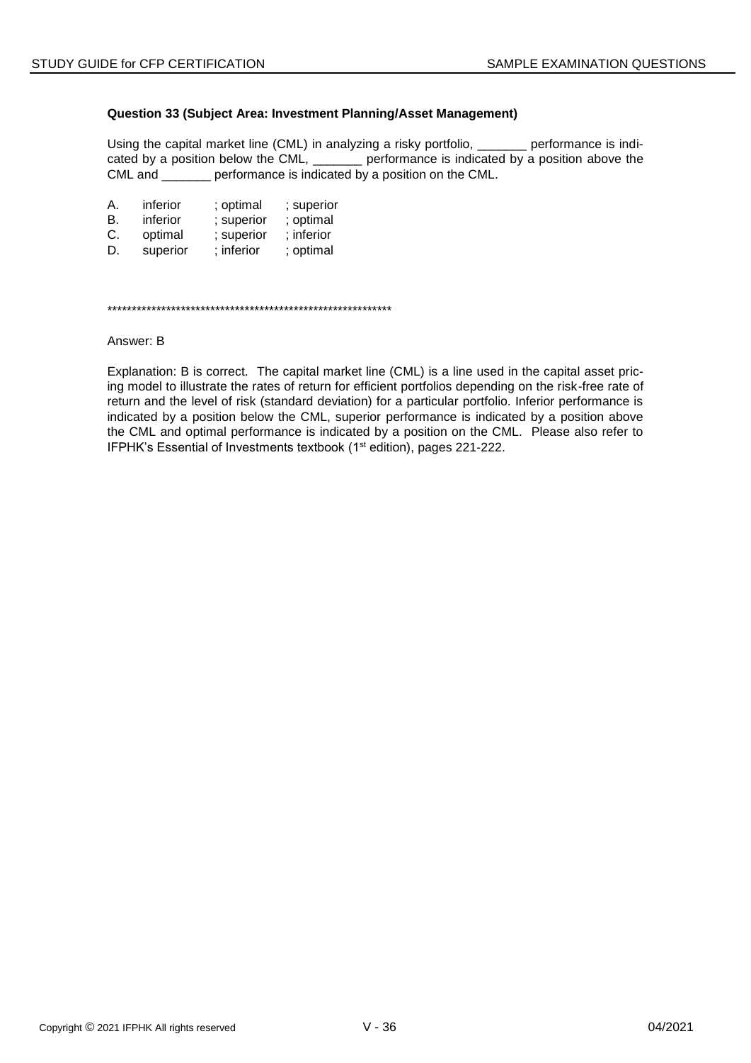**Question 33 (Subject Area: Investment Planning/Asset Management)**

Using the capital market line (CML) in analyzing a risky portfolio, _______ performance is indicated by a position below the CML, _______ performance is indicated by a position above the CML and _______ performance is indicated by a position on the CML.

A. inferior ; optimal ; superior
B. inferior ; superior ; optimal
C. optimal ; superior ; inferior
D. superior ; inferior ; optimal

************************************************************

Answer: B

Explanation: B is correct. The capital market line (CML) is a line used in the capital asset pricing model to illustrate the rates of return for efficient portfolios depending on the risk-free rate of return and the level of risk (standard deviation) for a particular portfolio. Inferior performance is indicated by a position below the CML, superior performance is indicated by a position above the CML and optimal performance is indicated by a position on the CML. Please also refer to IFPHK's Essential of Investments textbook (1st edition), pages 221-222.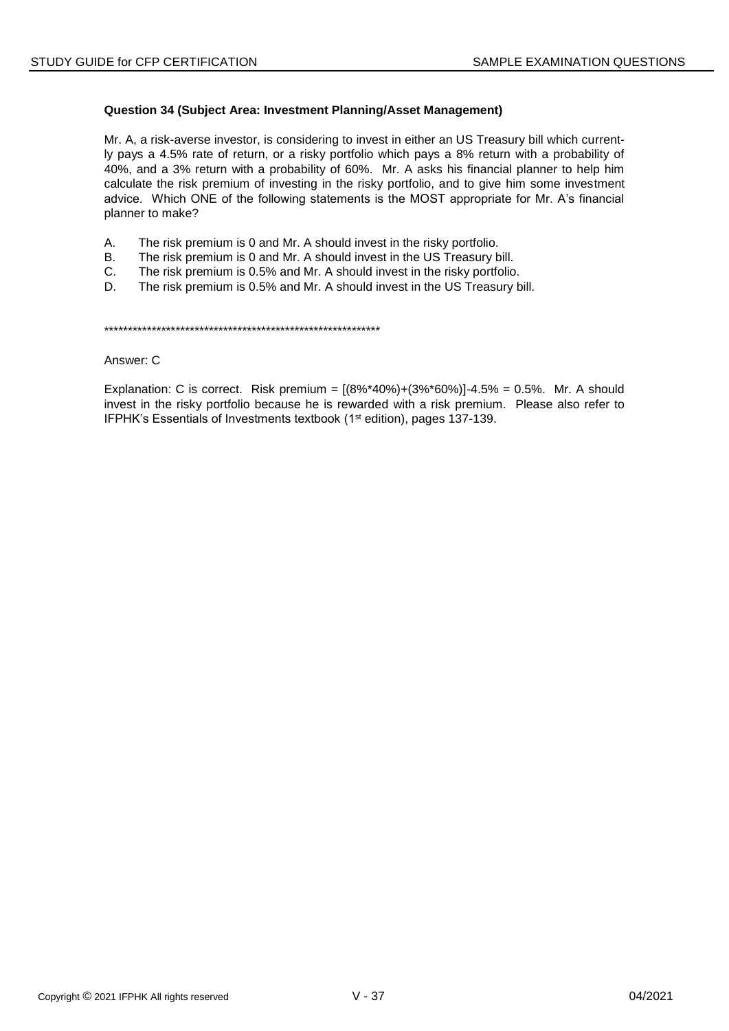**Question 34 (Subject Area: Investment Planning/Asset Management)**

Mr. A, a risk-averse investor, is considering to invest in either an US Treasury bill which currently pays a 4.5% rate of return, or a risky portfolio which pays a 8% return with a probability of 40%, and a 3% return with a probability of 60%. Mr. A asks his financial planner to help him calculate the risk premium of investing in the risky portfolio, and to give him some investment advice. Which ONE of the following statements is the MOST appropriate for Mr. A's financial planner to make?

A. The risk premium is 0 and Mr. A should invest in the risky portfolio.
B. The risk premium is 0 and Mr. A should invest in the US Treasury bill.
C. The risk premium is 0.5% and Mr. A should invest in the risky portfolio.
D. The risk premium is 0.5% and Mr. A should invest in the US Treasury bill.

************************************************************

Answer: C

Explanation: C is correct. Risk premium = [(8%*40%)+(3%*60%)]-4.5% = 0.5%. Mr. A should invest in the risky portfolio because he is rewarded with a risk premium. Please also refer to IFPHK's Essentials of Investments textbook (1st edition), pages 137-139.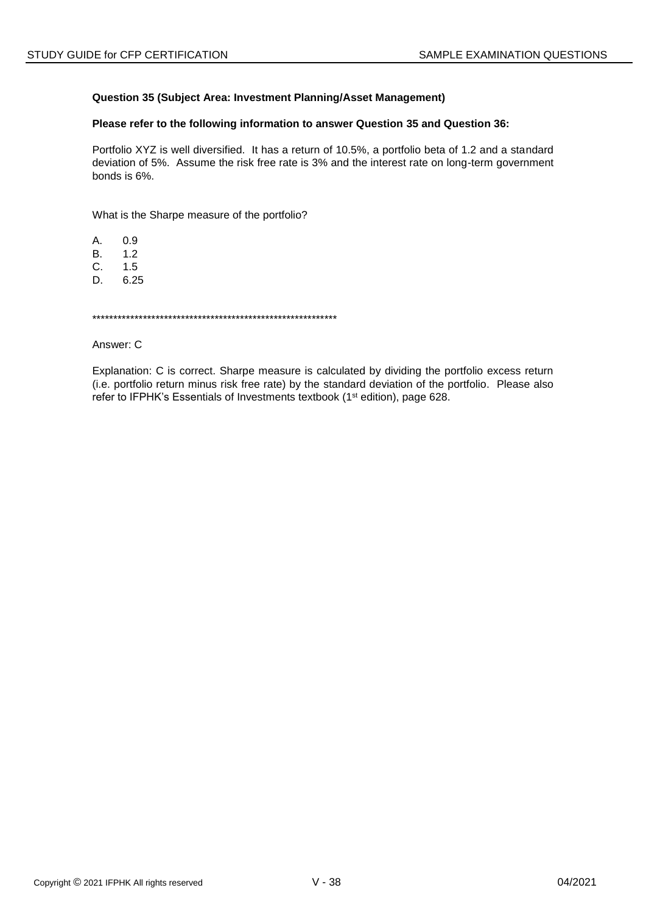**Question 35 (Subject Area: Investment Planning/Asset Management)**

**Please refer to the following information to answer Question 35 and Question 36:**

Portfolio XYZ is well diversified. It has a return of 10.5%, a portfolio beta of 1.2 and a standard deviation of 5%. Assume the risk free rate is 3% and the interest rate on long-term government bonds is 6%.

What is the Sharpe measure of the portfolio?

A. 0.9
B. 1.2
C. 1.5
D. 6.25

************************************************************

Answer: C

Explanation: C is correct. Sharpe measure is calculated by dividing the portfolio excess return (i.e. portfolio return minus risk free rate) by the standard deviation of the portfolio. Please also refer to IFPHK's Essentials of Investments textbook (1st edition), page 628.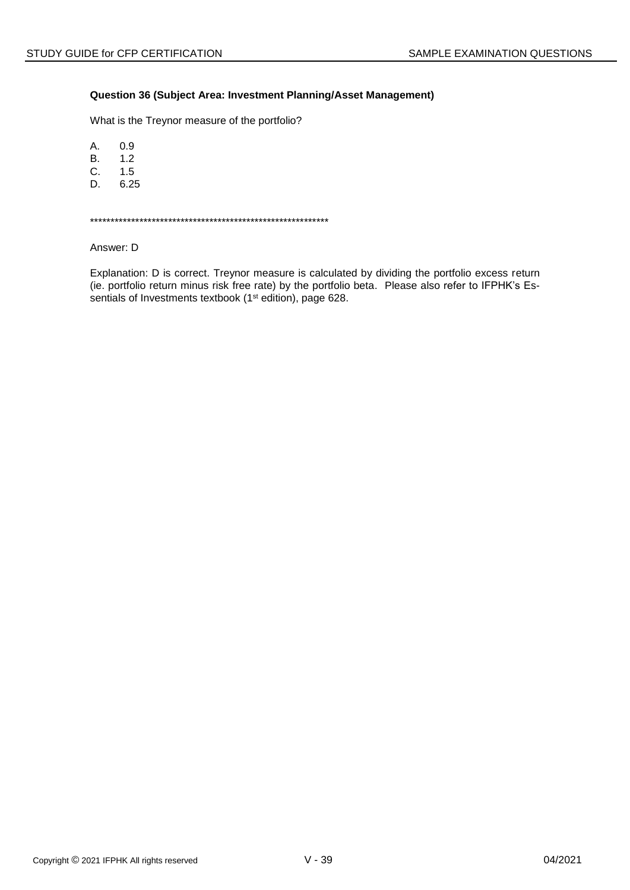**Question 36 (Subject Area: Investment Planning/Asset Management)**

What is the Treynor measure of the portfolio?

A. 0.9
B. 1.2
C. 1.5
D. 6.25

************************************************************

Answer: D

Explanation: D is correct. Treynor measure is calculated by dividing the portfolio excess return (ie. portfolio return minus risk free rate) by the portfolio beta. Please also refer to IFPHK's Essentials of Investments textbook (1st edition), page 628.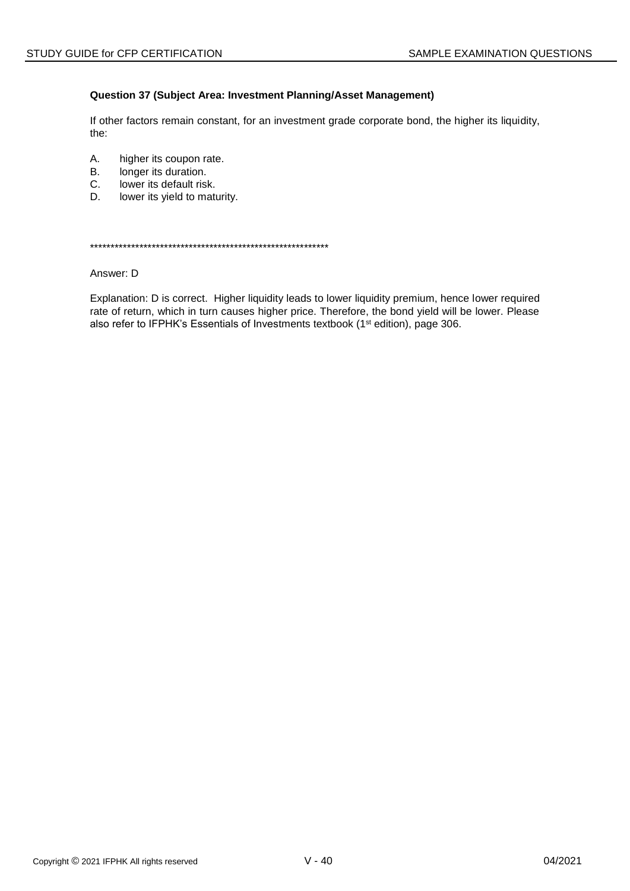**Question 37 (Subject Area: Investment Planning/Asset Management)**

If other factors remain constant, for an investment grade corporate bond, the higher its liquidity, the:

A. higher its coupon rate.
B. longer its duration.
C. lower its default risk.
D. lower its yield to maturity.

***********************************************************

Answer: D

Explanation: D is correct. Higher liquidity leads to lower liquidity premium, hence lower required rate of return, which in turn causes higher price. Therefore, the bond yield will be lower. Please also refer to IFPHK's Essentials of Investments textbook (1st edition), page 306.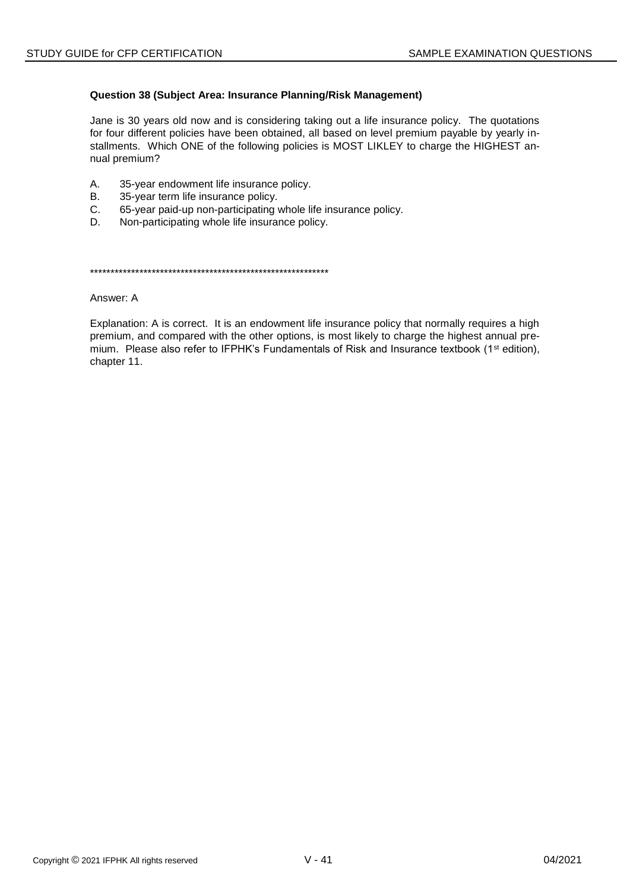**Question 38 (Subject Area: Insurance Planning/Risk Management)**

Jane is 30 years old now and is considering taking out a life insurance policy. The quotations for four different policies have been obtained, all based on level premium payable by yearly installments. Which ONE of the following policies is MOST LIKLEY to charge the HIGHEST annual premium?

A. 35-year endowment life insurance policy.
B. 35-year term life insurance policy.
C. 65-year paid-up non-participating whole life insurance policy.
D. Non-participating whole life insurance policy.

************************************************************

Answer: A

Explanation: A is correct. It is an endowment life insurance policy that normally requires a high premium, and compared with the other options, is most likely to charge the highest annual premium. Please also refer to IFPHK's Fundamentals of Risk and Insurance textbook (1st edition), chapter 11.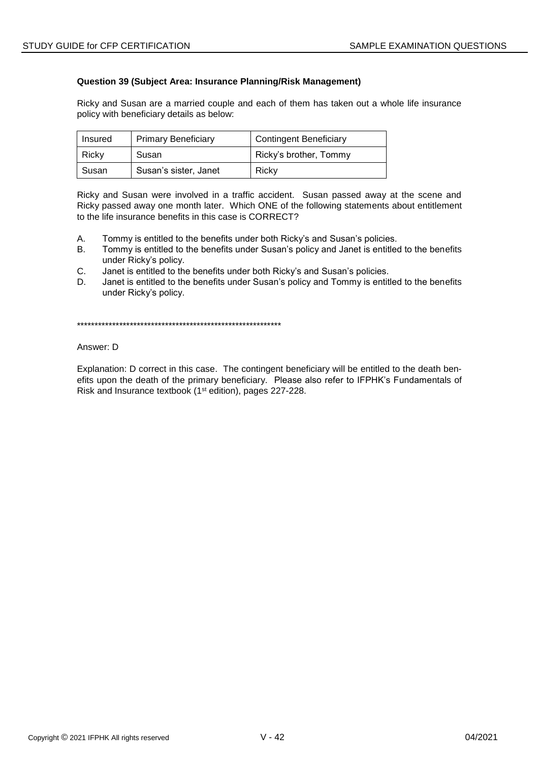**Question 39 (Subject Area: Insurance Planning/Risk Management)**

Ricky and Susan are a married couple and each of them has taken out a whole life insurance policy with beneficiary details as below:

| Insured | Primary Beneficiary | Contingent Beneficiary |
|---|---|---|
| Ricky | Susan | Ricky's brother, Tommy |
| Susan | Susan's sister, Janet | Ricky |

Ricky and Susan were involved in a traffic accident. Susan passed away at the scene and Ricky passed away one month later. Which ONE of the following statements about entitlement to the life insurance benefits in this case is CORRECT?

A. Tommy is entitled to the benefits under both Ricky's and Susan's policies.
B. Tommy is entitled to the benefits under Susan's policy and Janet is entitled to the benefits under Ricky's policy.
C. Janet is entitled to the benefits under both Ricky's and Susan's policies.
D. Janet is entitled to the benefits under Susan's policy and Tommy is entitled to the benefits under Ricky's policy.

************************************************************

Answer: D

Explanation: D correct in this case. The contingent beneficiary will be entitled to the death benefits upon the death of the primary beneficiary. Please also refer to IFPHK's Fundamentals of Risk and Insurance textbook (1st edition), pages 227-228.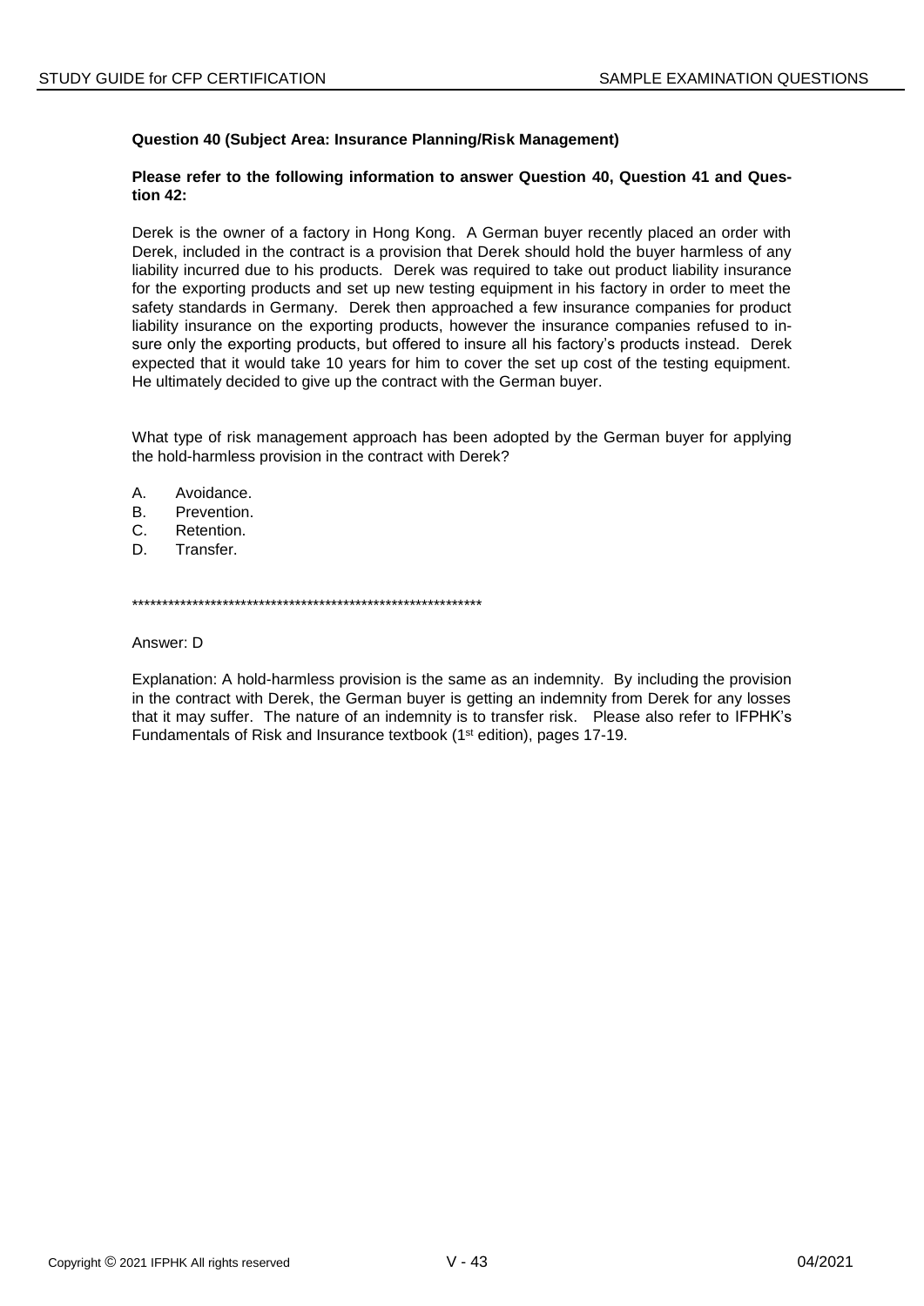**Question 40 (Subject Area: Insurance Planning/Risk Management)**

**Please refer to the following information to answer Question 40, Question 41 and Question 42:**

Derek is the owner of a factory in Hong Kong. A German buyer recently placed an order with Derek, included in the contract is a provision that Derek should hold the buyer harmless of any liability incurred due to his products. Derek was required to take out product liability insurance for the exporting products and set up new testing equipment in his factory in order to meet the safety standards in Germany. Derek then approached a few insurance companies for product liability insurance on the exporting products, however the insurance companies refused to insure only the exporting products, but offered to insure all his factory's products instead. Derek expected that it would take 10 years for him to cover the set up cost of the testing equipment. He ultimately decided to give up the contract with the German buyer.

What type of risk management approach has been adopted by the German buyer for applying the hold-harmless provision in the contract with Derek?

A. Avoidance.
B. Prevention.
C. Retention.
D. Transfer.

************************************************************

Answer: D

Explanation: A hold-harmless provision is the same as an indemnity. By including the provision in the contract with Derek, the German buyer is getting an indemnity from Derek for any losses that it may suffer. The nature of an indemnity is to transfer risk. Please also refer to IFPHK's Fundamentals of Risk and Insurance textbook (1st edition), pages 17-19.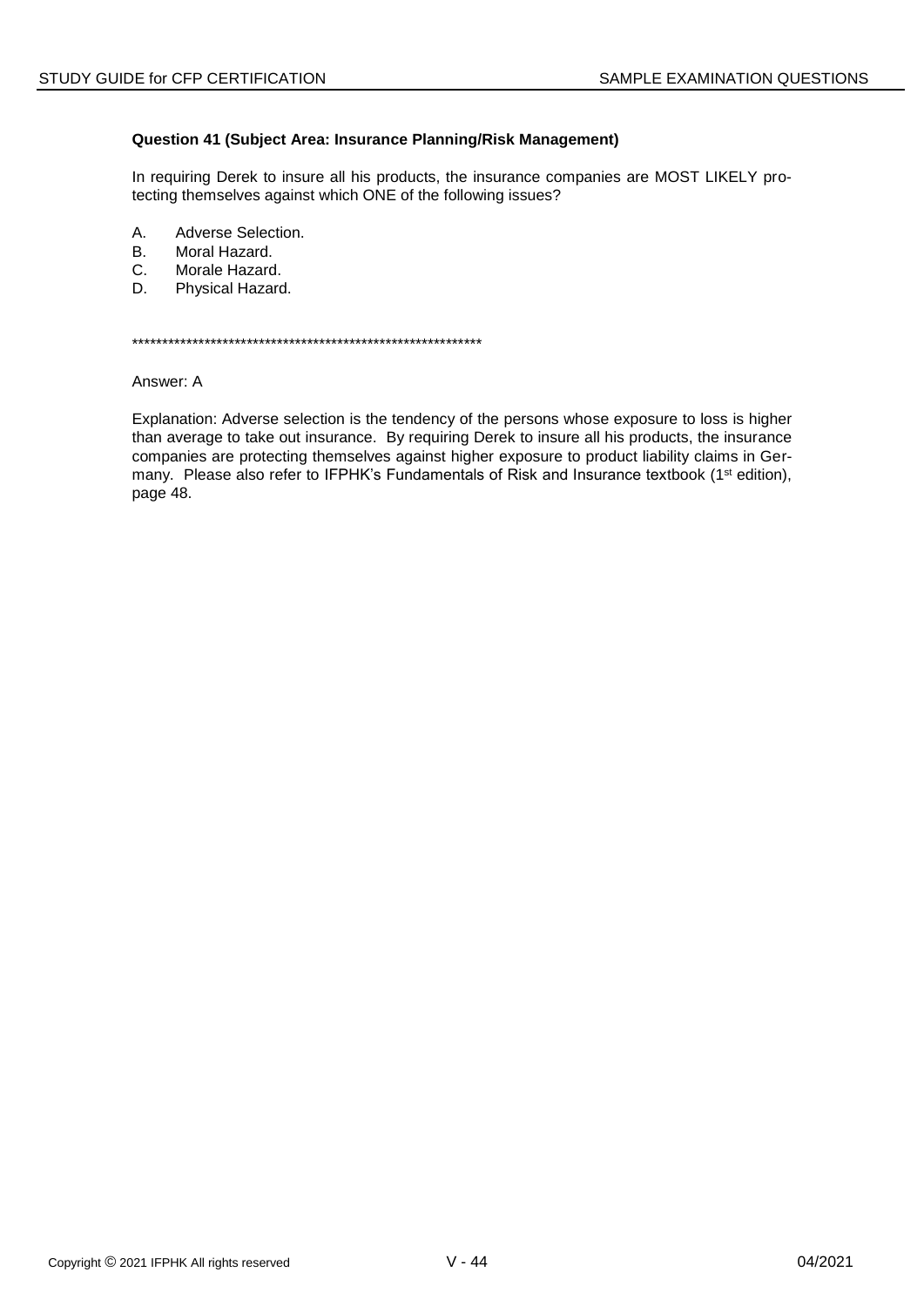**Question 41 (Subject Area: Insurance Planning/Risk Management)**

In requiring Derek to insure all his products, the insurance companies are MOST LIKELY protecting themselves against which ONE of the following issues?

A. Adverse Selection.
B. Moral Hazard.
C. Morale Hazard.
D. Physical Hazard.

************************************************************

Answer: A

Explanation: Adverse selection is the tendency of the persons whose exposure to loss is higher than average to take out insurance. By requiring Derek to insure all his products, the insurance companies are protecting themselves against higher exposure to product liability claims in Germany. Please also refer to IFPHK's Fundamentals of Risk and Insurance textbook (1st edition), page 48.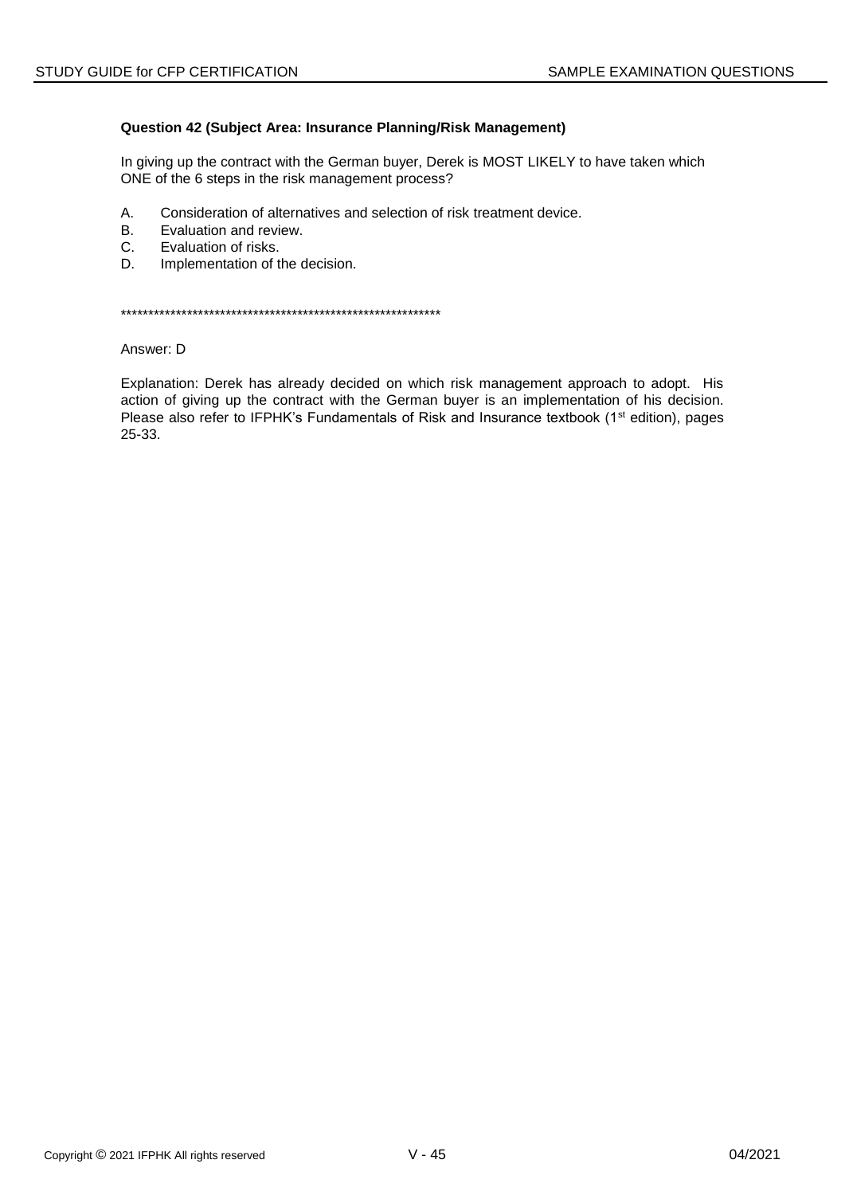**Question 42 (Subject Area: Insurance Planning/Risk Management)**

In giving up the contract with the German buyer, Derek is MOST LIKELY to have taken which ONE of the 6 steps in the risk management process?

A. Consideration of alternatives and selection of risk treatment device.
B. Evaluation and review.
C. Evaluation of risks.
D. Implementation of the decision.

***********************************************************

Answer: D

Explanation: Derek has already decided on which risk management approach to adopt. His action of giving up the contract with the German buyer is an implementation of his decision. Please also refer to IFPHK's Fundamentals of Risk and Insurance textbook (1st edition), pages 25-33.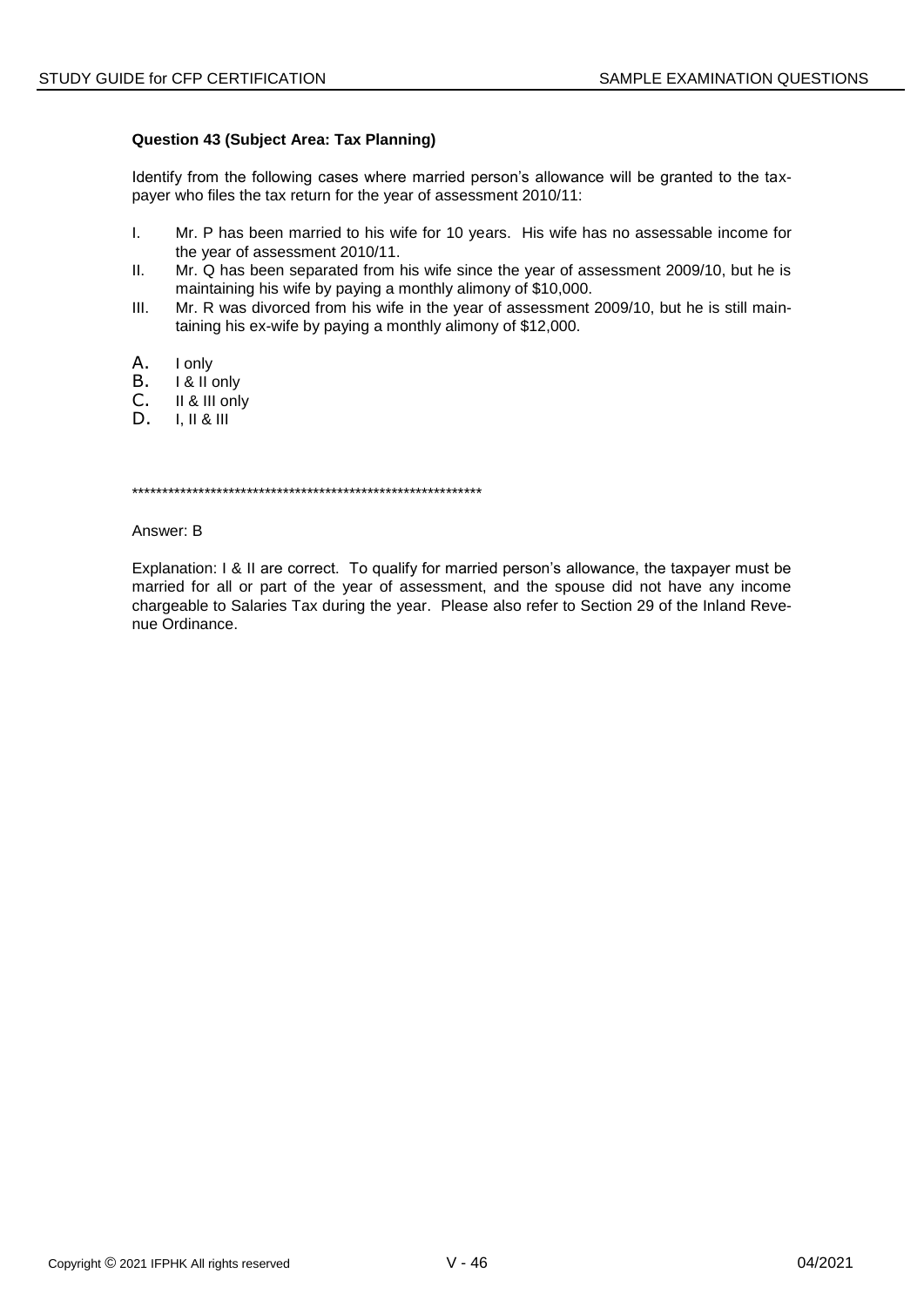**Question 43 (Subject Area: Tax Planning)**

Identify from the following cases where married person's allowance will be granted to the tax-payer who files the tax return for the year of assessment 2010/11:

I. Mr. P has been married to his wife for 10 years. His wife has no assessable income for the year of assessment 2010/11.

II. Mr. Q has been separated from his wife since the year of assessment 2009/10, but he is maintaining his wife by paying a monthly alimony of $10,000.

III. Mr. R was divorced from his wife in the year of assessment 2009/10, but he is still maintaining his ex-wife by paying a monthly alimony of $12,000.

A. I only
B. I & II only
C. II & III only
D. I, II & III

************************************************************

Answer: B

Explanation: I & II are correct. To qualify for married person's allowance, the taxpayer must be married for all or part of the year of assessment, and the spouse did not have any income chargeable to Salaries Tax during the year. Please also refer to Section 29 of the Inland Revenue Ordinance.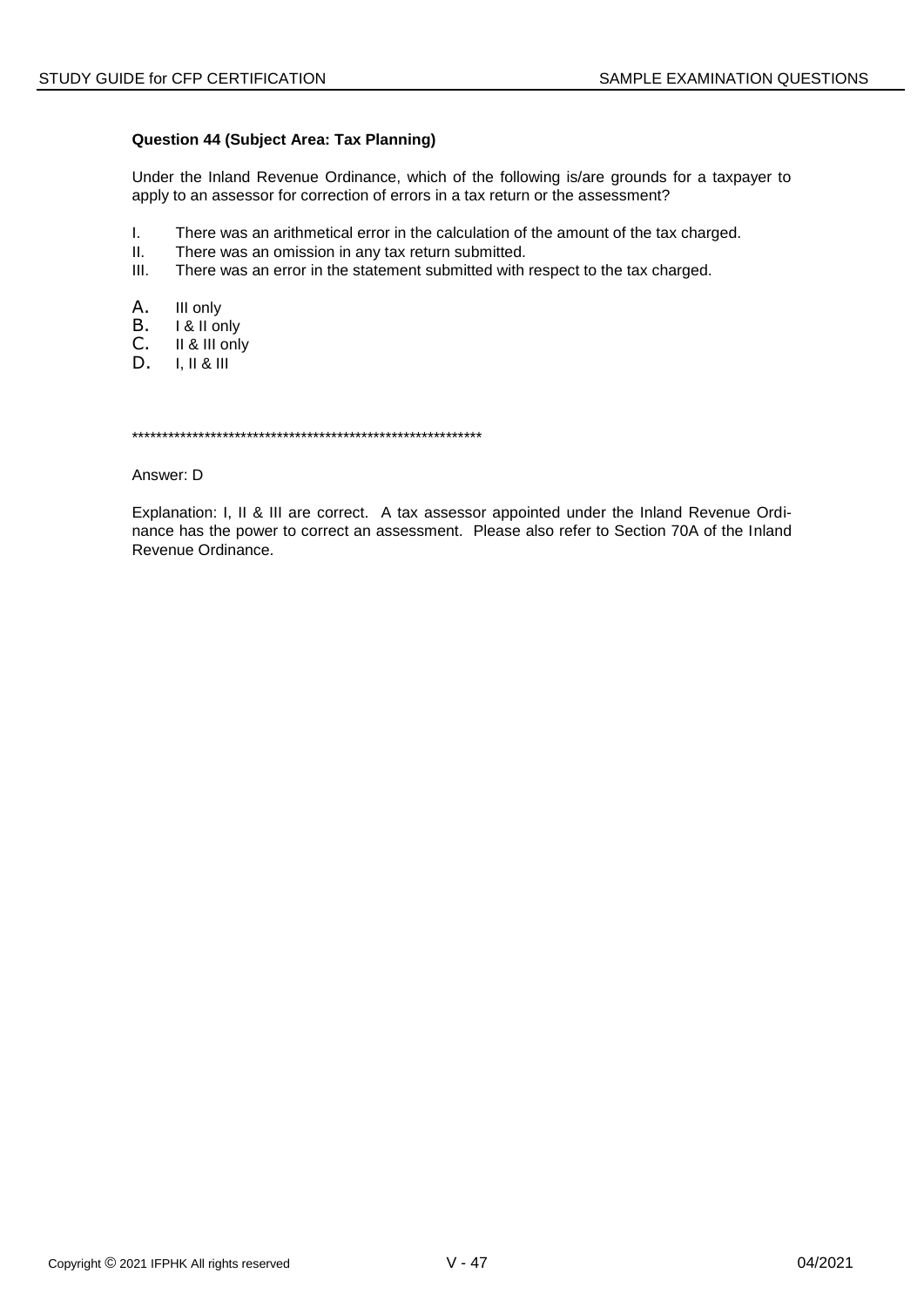**Question 44 (Subject Area: Tax Planning)**

Under the Inland Revenue Ordinance, which of the following is/are grounds for a taxpayer to apply to an assessor for correction of errors in a tax return or the assessment?

I. There was an arithmetical error in the calculation of the amount of the tax charged.
II. There was an omission in any tax return submitted.
III. There was an error in the statement submitted with respect to the tax charged.

A. III only
B. I & II only
C. II & III only
D. I, II & III

************************************************************

Answer: D

Explanation: I, II & III are correct. A tax assessor appointed under the Inland Revenue Ordinance has the power to correct an assessment. Please also refer to Section 70A of the Inland Revenue Ordinance.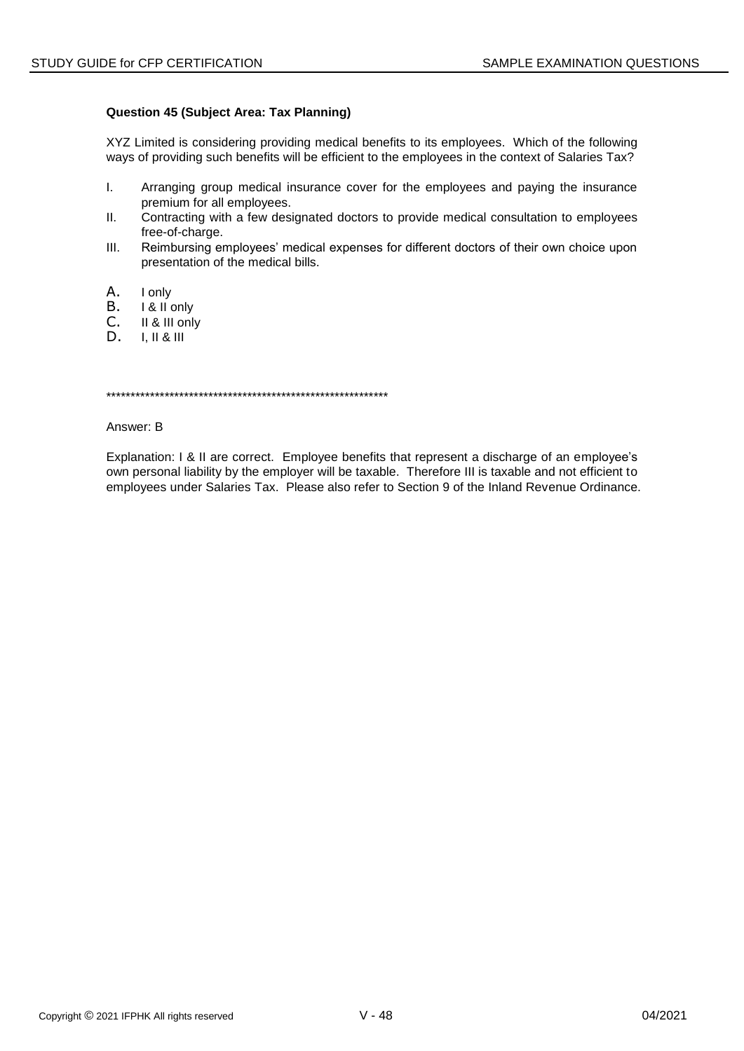**Question 45 (Subject Area: Tax Planning)**

XYZ Limited is considering providing medical benefits to its employees. Which of the following ways of providing such benefits will be efficient to the employees in the context of Salaries Tax?

I. Arranging group medical insurance cover for the employees and paying the insurance premium for all employees.
II. Contracting with a few designated doctors to provide medical consultation to employees free-of-charge.
III. Reimbursing employees' medical expenses for different doctors of their own choice upon presentation of the medical bills.

A. I only
B. I & II only
C. II & III only
D. I, II & III

************************************************************

Answer: B

Explanation: I & II are correct. Employee benefits that represent a discharge of an employee's own personal liability by the employer will be taxable. Therefore III is taxable and not efficient to employees under Salaries Tax. Please also refer to Section 9 of the Inland Revenue Ordinance.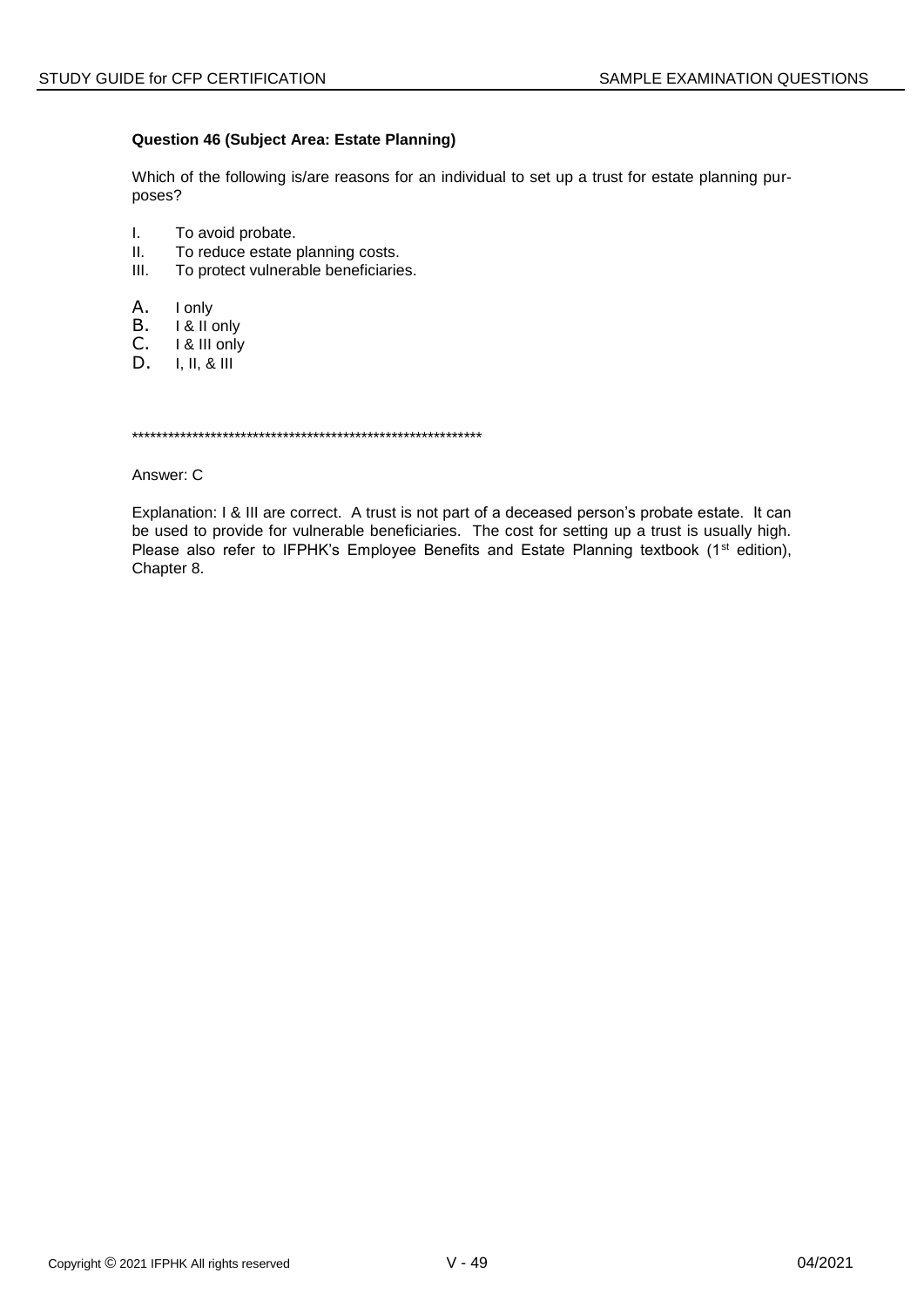**Question 46 (Subject Area: Estate Planning)**

Which of the following is/are reasons for an individual to set up a trust for estate planning purposes?

I. To avoid probate.
II. To reduce estate planning costs.
III. To protect vulnerable beneficiaries.

A. I only
B. I & II only
C. I & III only
D. I, II, & III

************************************************************

Answer: C

Explanation: I & III are correct. A trust is not part of a deceased person's probate estate. It can be used to provide for vulnerable beneficiaries. The cost for setting up a trust is usually high. Please also refer to IFPHK's Employee Benefits and Estate Planning textbook (1st edition), Chapter 8.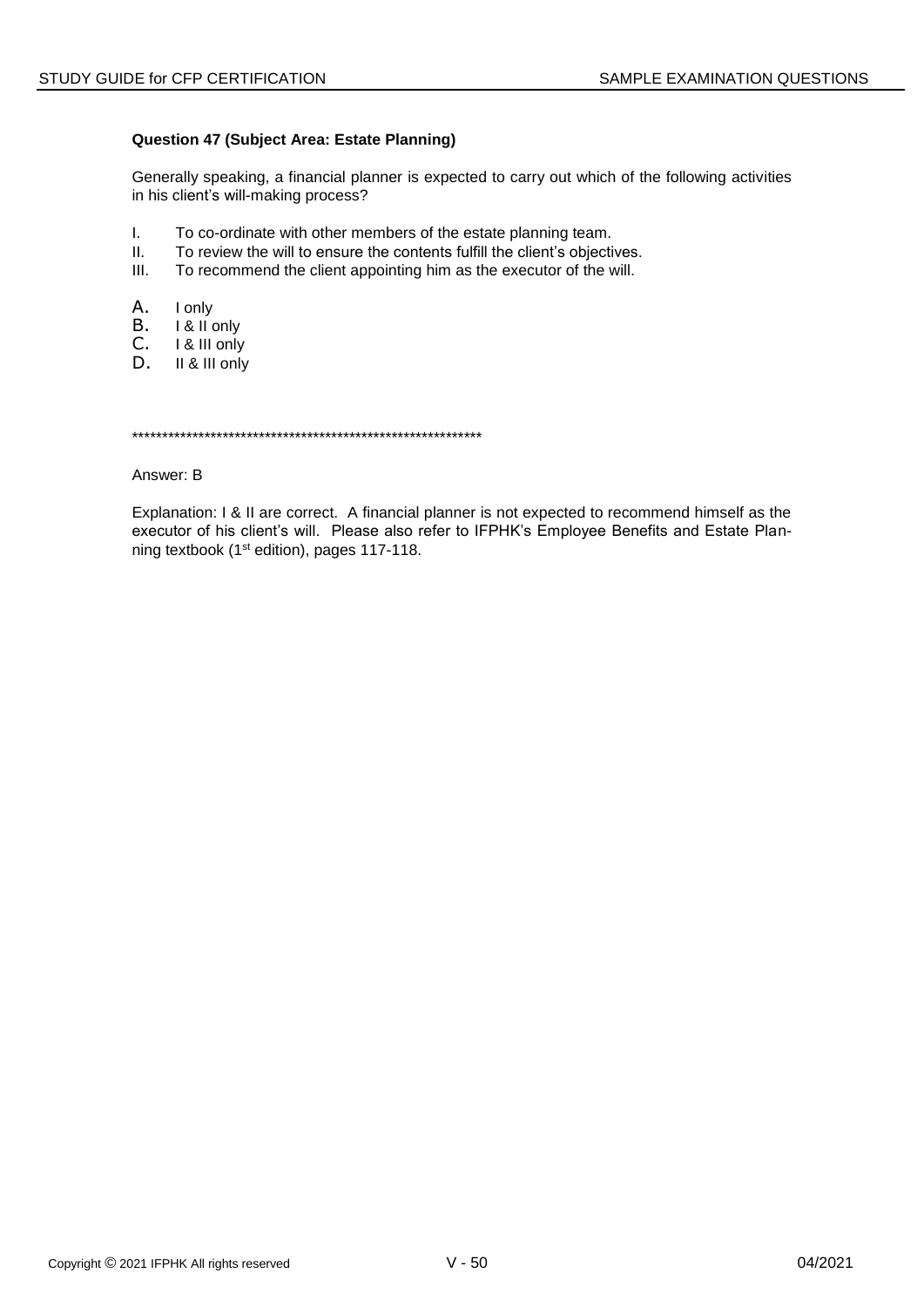**Question 47 (Subject Area: Estate Planning)**

Generally speaking, a financial planner is expected to carry out which of the following activities in his client's will-making process?

I. To co-ordinate with other members of the estate planning team.
II. To review the will to ensure the contents fulfill the client's objectives.
III. To recommend the client appointing him as the executor of the will.

A. I only
B. I & II only
C. I & III only
D. II & III only

************************************************************

Answer: B

Explanation: I & II are correct. A financial planner is not expected to recommend himself as the executor of his client's will. Please also refer to IFPHK's Employee Benefits and Estate Planning textbook (1st edition), pages 117-118.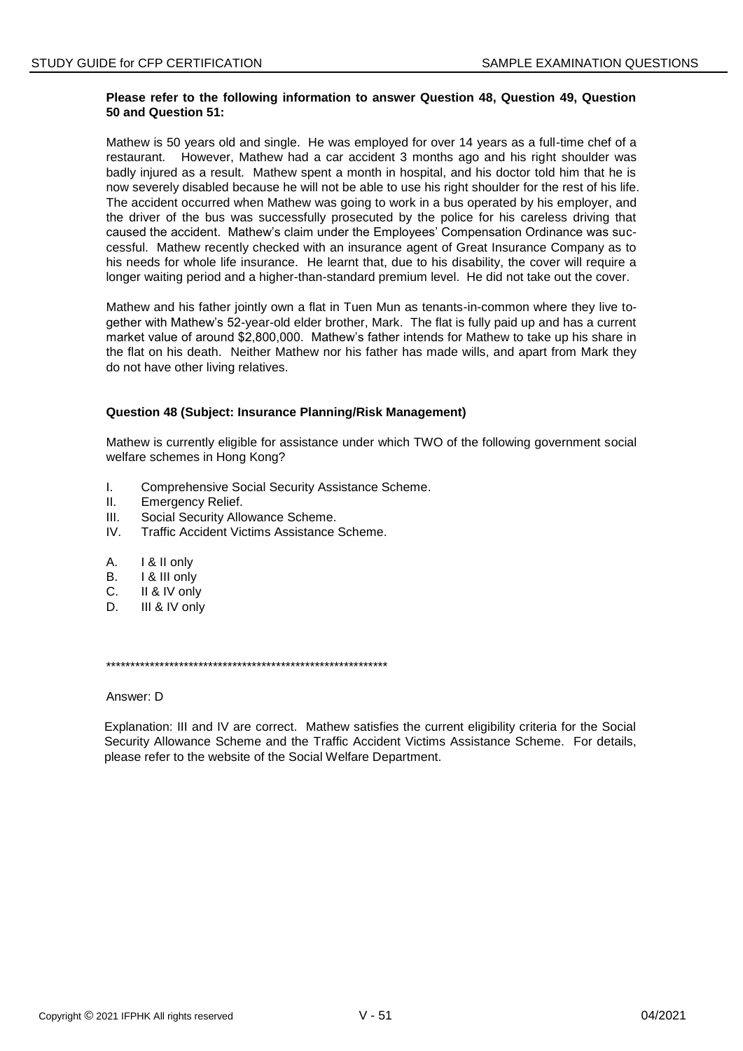**Please refer to the following information to answer Question 48, Question 49, Question 50 and Question 51:**

Mathew is 50 years old and single. He was employed for over 14 years as a full-time chef of a restaurant. However, Mathew had a car accident 3 months ago and his right shoulder was badly injured as a result. Mathew spent a month in hospital, and his doctor told him that he is now severely disabled because he will not be able to use his right shoulder for the rest of his life. The accident occurred when Mathew was going to work in a bus operated by his employer, and the driver of the bus was successfully prosecuted by the police for his careless driving that caused the accident. Mathew's claim under the Employees' Compensation Ordinance was successful. Mathew recently checked with an insurance agent of Great Insurance Company as to his needs for whole life insurance. He learnt that, due to his disability, the cover will require a longer waiting period and a higher-than-standard premium level. He did not take out the cover.

Mathew and his father jointly own a flat in Tuen Mun as tenants-in-common where they live together with Mathew's 52-year-old elder brother, Mark. The flat is fully paid up and has a current market value of around $2,800,000. Mathew's father intends for Mathew to take up his share in the flat on his death. Neither Mathew nor his father has made wills, and apart from Mark they do not have other living relatives.

**Question 48 (Subject: Insurance Planning/Risk Management)**

Mathew is currently eligible for assistance under which TWO of the following government social welfare schemes in Hong Kong?

I. Comprehensive Social Security Assistance Scheme.
II. Emergency Relief.
III. Social Security Allowance Scheme.
IV. Traffic Accident Victims Assistance Scheme.

A. I & II only
B. I & III only
C. II & IV only
D. III & IV only

\*\*\*\*\*\*\*\*\*\*\*\*\*\*\*\*\*\*\*\*\*\*\*\*\*\*\*\*\*\*\*\*\*\*\*\*\*\*\*\*\*\*\*\*\*\*\*\*\*\*\*\*\*\*\*\*\*\*\*\*

Answer: D

Explanation: III and IV are correct. Mathew satisfies the current eligibility criteria for the Social Security Allowance Scheme and the Traffic Accident Victims Assistance Scheme. For details, please refer to the website of the Social Welfare Department.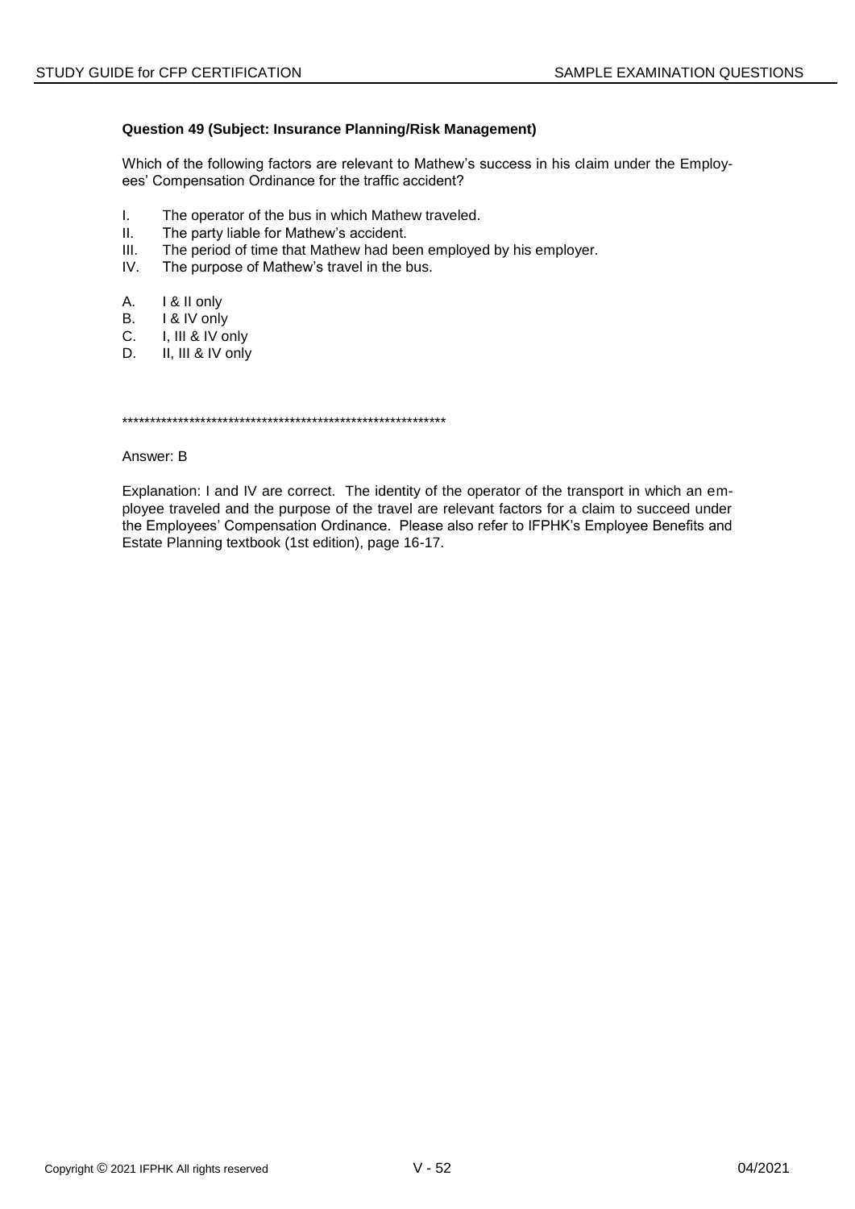**Question 49 (Subject: Insurance Planning/Risk Management)**

Which of the following factors are relevant to Mathew's success in his claim under the Employees' Compensation Ordinance for the traffic accident?

I. The operator of the bus in which Mathew traveled.
II. The party liable for Mathew's accident.
III. The period of time that Mathew had been employed by his employer.
IV. The purpose of Mathew's travel in the bus.

A. I & II only
B. I & IV only
C. I, III & IV only
D. II, III & IV only

************************************************************

Answer: B

Explanation: I and IV are correct. The identity of the operator of the transport in which an employee traveled and the purpose of the travel are relevant factors for a claim to succeed under the Employees' Compensation Ordinance. Please also refer to IFPHK's Employee Benefits and Estate Planning textbook (1st edition), page 16-17.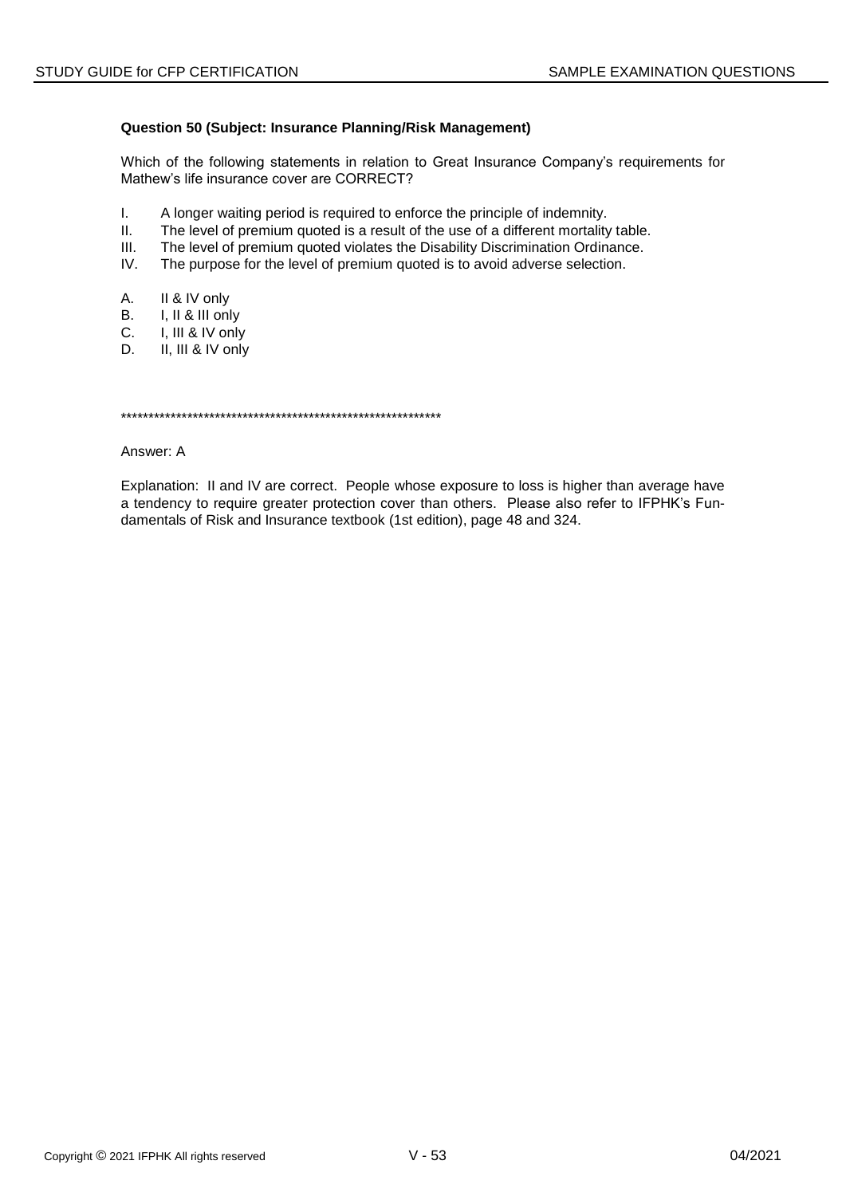**Question 50 (Subject: Insurance Planning/Risk Management)**

Which of the following statements in relation to Great Insurance Company's requirements for Mathew's life insurance cover are CORRECT?

I. A longer waiting period is required to enforce the principle of indemnity.
II. The level of premium quoted is a result of the use of a different mortality table.
III. The level of premium quoted violates the Disability Discrimination Ordinance.
IV. The purpose for the level of premium quoted is to avoid adverse selection.

A. II & IV only
B. I, II & III only
C. I, III & IV only
D. II, III & IV only

************************************************************

Answer: A

Explanation: II and IV are correct. People whose exposure to loss is higher than average have a tendency to require greater protection cover than others. Please also refer to IFPHK's Fundamentals of Risk and Insurance textbook (1st edition), page 48 and 324.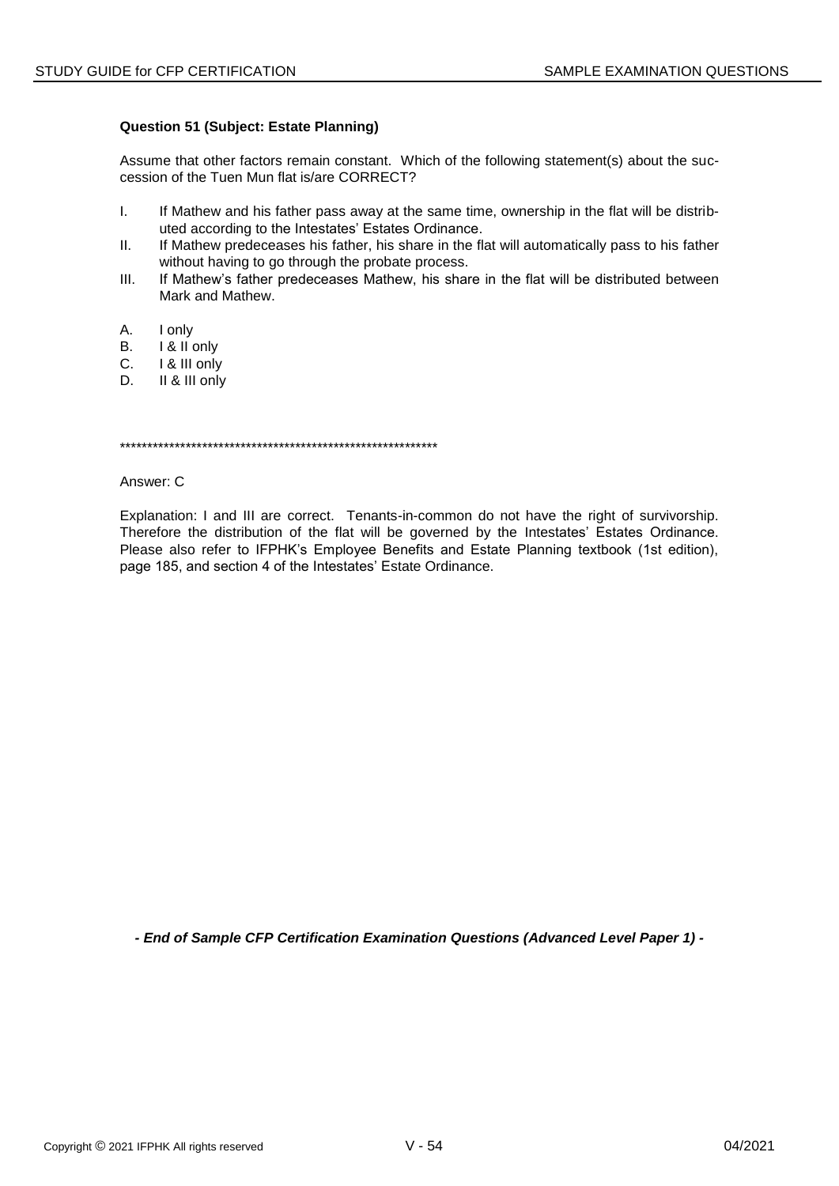**Question 51 (Subject: Estate Planning)**

Assume that other factors remain constant. Which of the following statement(s) about the succession of the Tuen Mun flat is/are CORRECT?

I. If Mathew and his father pass away at the same time, ownership in the flat will be distributed according to the Intestates' Estates Ordinance.

II. If Mathew predeceases his father, his share in the flat will automatically pass to his father without having to go through the probate process.

III. If Mathew's father predeceases Mathew, his share in the flat will be distributed between Mark and Mathew.

A. I only
B. I & II only
C. I & III only
D. II & III only

************************************************************

Answer: C

Explanation: I and III are correct. Tenants-in-common do not have the right of survivorship. Therefore the distribution of the flat will be governed by the Intestates' Estates Ordinance. Please also refer to IFPHK's Employee Benefits and Estate Planning textbook (1st edition), page 185, and section 4 of the Intestates' Estate Ordinance.

***- End of Sample CFP Certification Examination Questions (Advanced Level Paper 1) -***